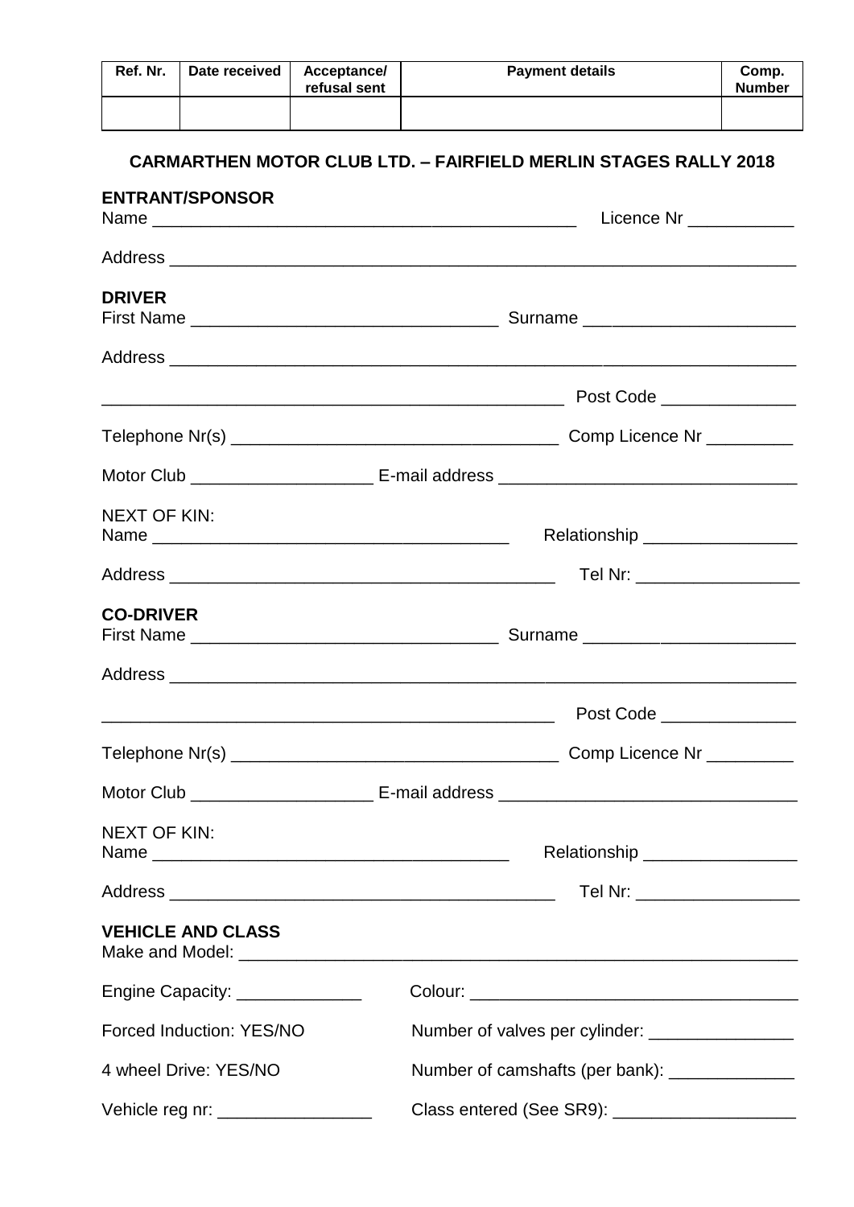| Ref. Nr. | Date received | Acceptance/ refusal sent | Payment details | Comp. Number |
|---|---|---|---|---|
| | | | | |

## CARMARTHEN MOTOR CLUB LTD. – FAIRFIELD MERLIN STAGES RALLY 2018

**ENTRANT/SPONSOR**

Name ______________________________________________ Licence Nr ___________

Address _________________________________________________________________

**DRIVER**

First Name _______________________________ Surname _____________________

Address _________________________________________________________________

_____________________________________________ Post Code ______________

Telephone Nr(s) __________________________________ Comp Licence Nr _________

Motor Club __________________ E-mail address ______________________________

NEXT OF KIN:

Name ____________________________________ Relationship ________________

Address ________________________________________ Tel Nr: _________________

**CO-DRIVER**

First Name _______________________________ Surname _____________________

Address _________________________________________________________________

_____________________________________________ Post Code ______________

Telephone Nr(s) __________________________________ Comp Licence Nr _________

Motor Club __________________ E-mail address ______________________________

NEXT OF KIN:

Name ____________________________________ Relationship ________________

Address ________________________________________ Tel Nr: _________________

**VEHICLE AND CLASS**

Make and Model: __________________________________________________________

Engine Capacity: _____________ Colour: __________________________________

Forced Induction: YES/NO Number of valves per cylinder: _______________

4 wheel Drive: YES/NO Number of camshafts (per bank): _____________

Vehicle reg nr: ________________ Class entered (See SR9): ___________________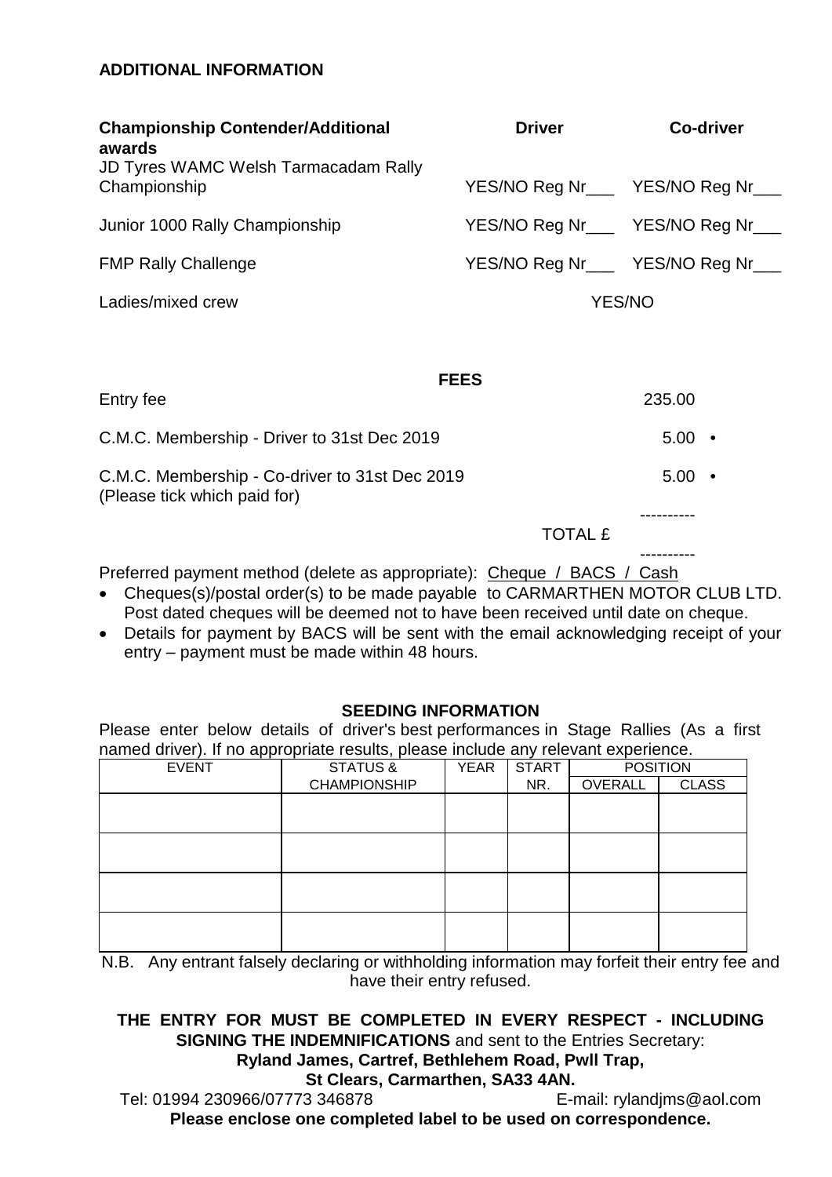**ADDITIONAL INFORMATION**

| **Championship Contender/Additional awards** | **Driver** | **Co-driver** |
|---|---|---|
| JD Tyres WAMC Welsh Tarmacadam Rally Championship | YES/NO Reg Nr___ | YES/NO Reg Nr___ |
| Junior 1000 Rally Championship | YES/NO Reg Nr___ | YES/NO Reg Nr___ |
| FMP Rally Challenge | YES/NO Reg Nr___ | YES/NO Reg Nr___ |
| Ladies/mixed crew | YES/NO | |

**FEES**

| | |
|---|---|
| Entry fee | 235.00 |
| C.M.C. Membership - Driver to 31st Dec 2019 | 5.00 • |
| C.M.C. Membership - Co-driver to 31st Dec 2019 (Please tick which paid for) | 5.00 • |
| TOTAL £ | ---------- |

Preferred payment method (delete as appropriate): Cheque / BACS / Cash

- Cheques(s)/postal order(s) to be made payable to CARMARTHEN MOTOR CLUB LTD. Post dated cheques will be deemed not to have been received until date on cheque.
- Details for payment by BACS will be sent with the email acknowledging receipt of your entry – payment must be made within 48 hours.

**SEEDING INFORMATION**

Please enter below details of driver's best performances in Stage Rallies (As a first named driver). If no appropriate results, please include any relevant experience.

| EVENT | STATUS & CHAMPIONSHIP | YEAR | START NR. | POSITION | |
|---|---|---|---|---|---|
| | | | | OVERALL | CLASS |
| | | | | | |
| | | | | | |
| | | | | | |
| | | | | | |

N.B. Any entrant falsely declaring or withholding information may forfeit their entry fee and have their entry refused.

**THE ENTRY FOR MUST BE COMPLETED IN EVERY RESPECT - INCLUDING SIGNING THE INDEMNIFICATIONS** and sent to the Entries Secretary:

**Ryland James, Cartref, Bethlehem Road, Pwll Trap,**
**St Clears, Carmarthen, SA33 4AN.**

Tel: 01994 230966/07773 346878 E-mail: rylandjms@aol.com

**Please enclose one completed label to be used on correspondence.**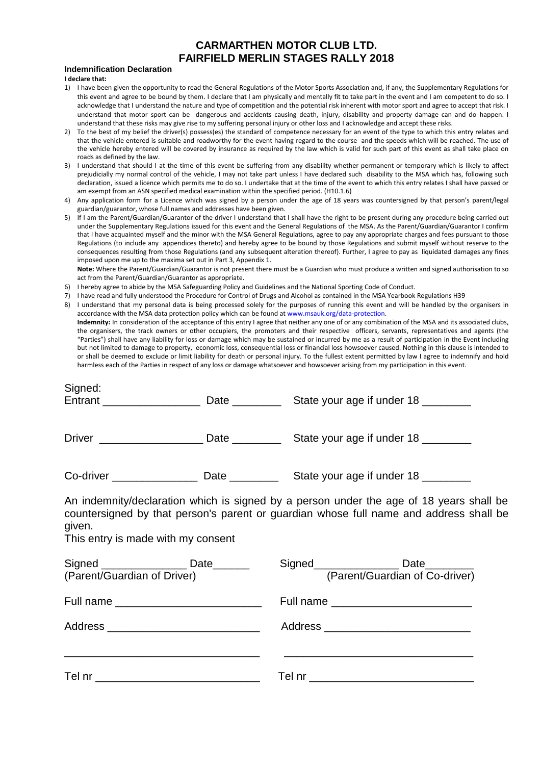# CARMARTHEN MOTOR CLUB LTD.
# FAIRFIELD MERLIN STAGES RALLY 2018

### Indemnification Declaration

**I declare that:**

1) I have been given the opportunity to read the General Regulations of the Motor Sports Association and, if any, the Supplementary Regulations for this event and agree to be bound by them. I declare that I am physically and mentally fit to take part in the event and I am competent to do so. I acknowledge that I understand the nature and type of competition and the potential risk inherent with motor sport and agree to accept that risk. I understand that motor sport can be dangerous and accidents causing death, injury, disability and property damage can and do happen. I understand that these risks may give rise to my suffering personal injury or other loss and I acknowledge and accept these risks.
2) To the best of my belief the driver(s) possess(es) the standard of competence necessary for an event of the type to which this entry relates and that the vehicle entered is suitable and roadworthy for the event having regard to the course and the speeds which will be reached. The use of the vehicle hereby entered will be covered by insurance as required by the law which is valid for such part of this event as shall take place on roads as defined by the law.
3) I understand that should I at the time of this event be suffering from any disability whether permanent or temporary which is likely to affect prejudicially my normal control of the vehicle, I may not take part unless I have declared such disability to the MSA which has, following such declaration, issued a licence which permits me to do so. I undertake that at the time of the event to which this entry relates I shall have passed or am exempt from an ASN specified medical examination within the specified period. (H10.1.6)
4) Any application form for a Licence which was signed by a person under the age of 18 years was countersigned by that person's parent/legal guardian/guarantor, whose full names and addresses have been given.
5) If I am the Parent/Guardian/Guarantor of the driver I understand that I shall have the right to be present during any procedure being carried out under the Supplementary Regulations issued for this event and the General Regulations of the MSA. As the Parent/Guardian/Guarantor I confirm that I have acquainted myself and the minor with the MSA General Regulations, agree to pay any appropriate charges and fees pursuant to those Regulations (to include any appendices thereto) and hereby agree to be bound by those Regulations and submit myself without reserve to the consequences resulting from those Regulations (and any subsequent alteration thereof). Further, I agree to pay as liquidated damages any fines imposed upon me up to the maxima set out in Part 3, Appendix 1.

   **Note:** Where the Parent/Guardian/Guarantor is not present there must be a Guardian who must produce a written and signed authorisation to so act from the Parent/Guardian/Guarantor as appropriate.
6) I hereby agree to abide by the MSA Safeguarding Policy and Guidelines and the National Sporting Code of Conduct.
7) I have read and fully understood the Procedure for Control of Drugs and Alcohol as contained in the MSA Yearbook Regulations H39
8) I understand that my personal data is being processed solely for the purposes of running this event and will be handled by the organisers in accordance with the MSA data protection policy which can be found at www.msauk.org/data-protection.

   **Indemnity:** In consideration of the acceptance of this entry I agree that neither any one of or any combination of the MSA and its associated clubs, the organisers, the track owners or other occupiers, the promoters and their respective officers, servants, representatives and agents (the "Parties") shall have any liability for loss or damage which may be sustained or incurred by me as a result of participation in the Event including but not limited to damage to property, economic loss, consequential loss or financial loss howsoever caused. Nothing in this clause is intended to or shall be deemed to exclude or limit liability for death or personal injury. To the fullest extent permitted by law I agree to indemnify and hold harmless each of the Parties in respect of any loss or damage whatsoever and howsoever arising from my participation in this event.

Signed:

Entrant ________________ Date ________ State your age if under 18 ________

Driver _________________ Date ________ State your age if under 18 ________

Co-driver ______________ Date ________ State your age if under 18 ________

An indemnity/declaration which is signed by a person under the age of 18 years shall be countersigned by that person's parent or guardian whose full name and address shall be given.

This entry is made with my consent

Signed ______________ Date______
(Parent/Guardian of Driver)

Full name ________________________

Address _________________________

_________________________________

Tel nr ___________________________

Signed______________ Date________
(Parent/Guardian of Co-driver)

Full name _______________________

Address ________________________

________________________________

Tel nr ___________________________